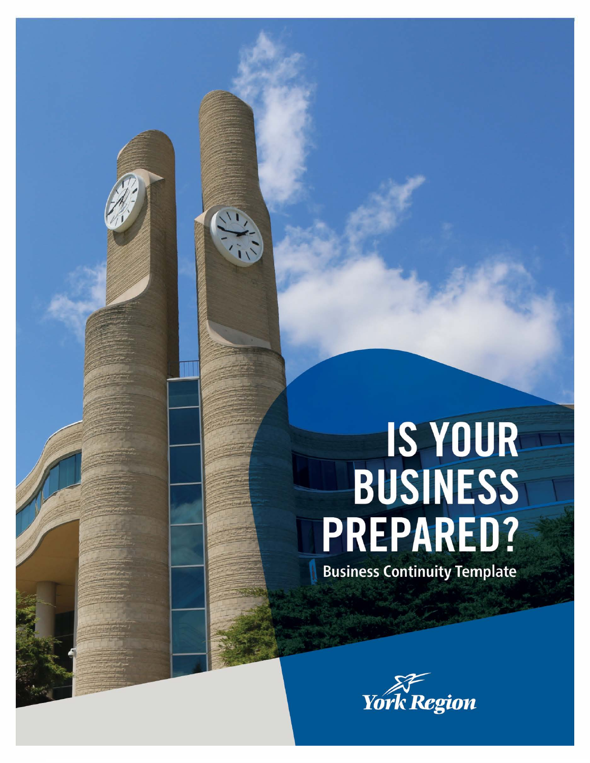# IS YOUR BUSINESS PREPARED?

Business Continuity Template

York Region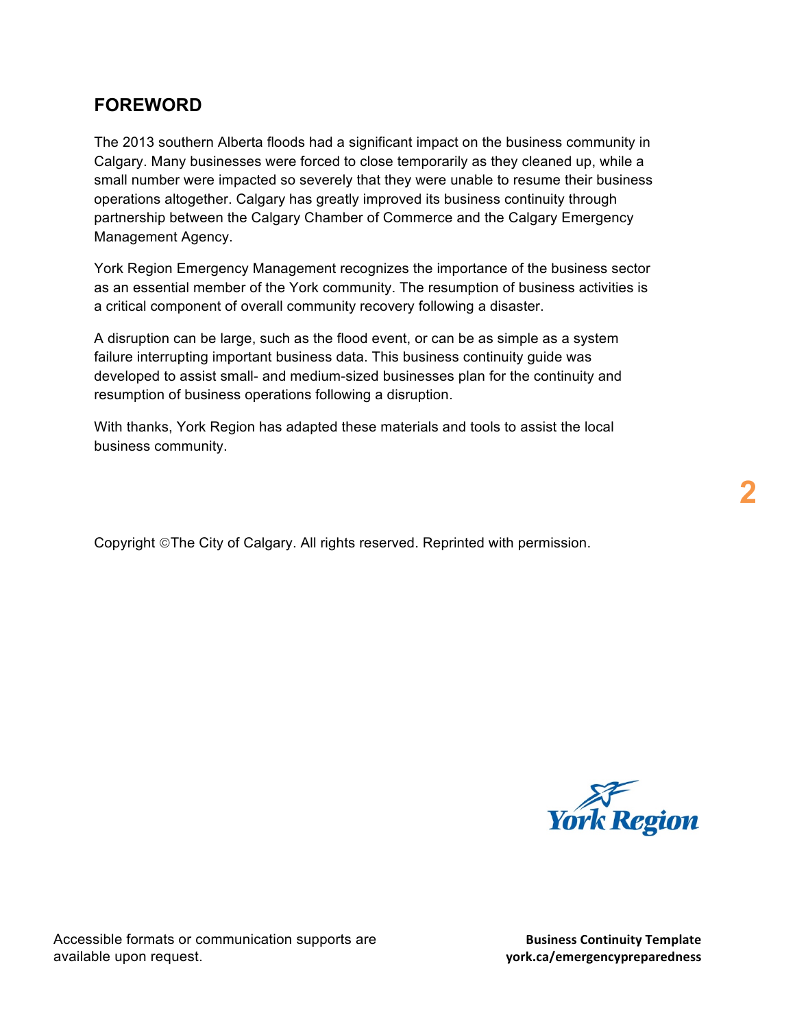## FOREWORD

The 2013 southern Alberta floods had a significant impact on the business community in Calgary. Many businesses were forced to close temporarily as they cleaned up, while a small number were impacted so severely that they were unable to resume their business operations altogether. Calgary has greatly improved its business continuity through partnership between the Calgary Chamber of Commerce and the Calgary Emergency Management Agency.

York Region Emergency Management recognizes the importance of the business sector as an essential member of the York community. The resumption of business activities is a critical component of overall community recovery following a disaster.

A disruption can be large, such as the flood event, or can be as simple as a system failure interrupting important business data. This business continuity guide was developed to assist small- and medium-sized businesses plan for the continuity and resumption of business operations following a disruption.

With thanks, York Region has adapted these materials and tools to assist the local business community.

Copyright ©The City of Calgary. All rights reserved. Reprinted with permission.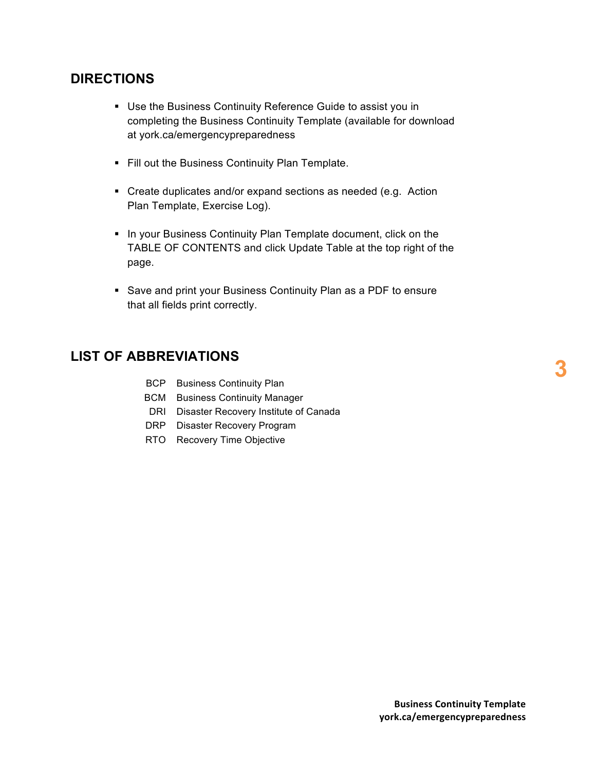## DIRECTIONS

- Use the Business Continuity Reference Guide to assist you in completing the Business Continuity Template (available for download at york.ca/emergencypreparedness
- Fill out the Business Continuity Plan Template.
- Create duplicates and/or expand sections as needed (e.g. Action Plan Template, Exercise Log).
- In your Business Continuity Plan Template document, click on the TABLE OF CONTENTS and click Update Table at the top right of the page.
- Save and print your Business Continuity Plan as a PDF to ensure that all fields print correctly.

## LIST OF ABBREVIATIONS

| | |
|---|---|
| BCP | Business Continuity Plan |
| BCM | Business Continuity Manager |
| DRI | Disaster Recovery Institute of Canada |
| DRP | Disaster Recovery Program |
| RTO | Recovery Time Objective |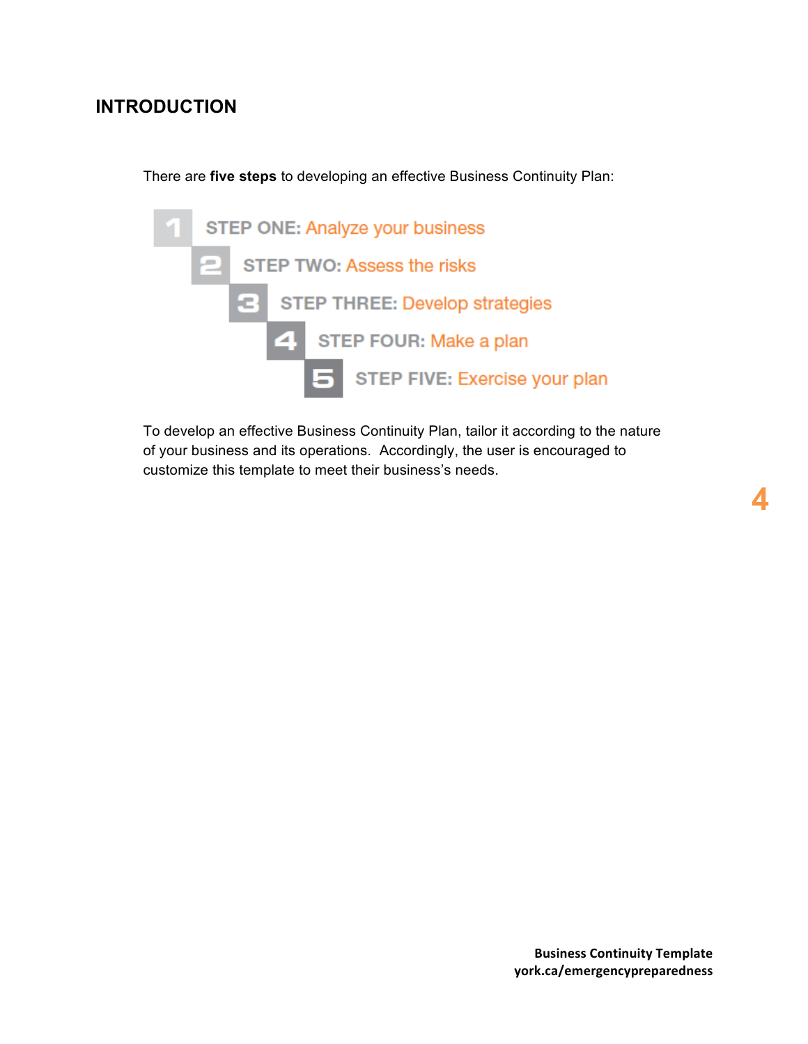## INTRODUCTION

There are **five steps** to developing an effective Business Continuity Plan:

1. STEP ONE: Analyze your business
2. STEP TWO: Assess the risks
3. STEP THREE: Develop strategies
4. STEP FOUR: Make a plan
5. STEP FIVE: Exercise your plan

To develop an effective Business Continuity Plan, tailor it according to the nature of your business and its operations. Accordingly, the user is encouraged to customize this template to meet their business's needs.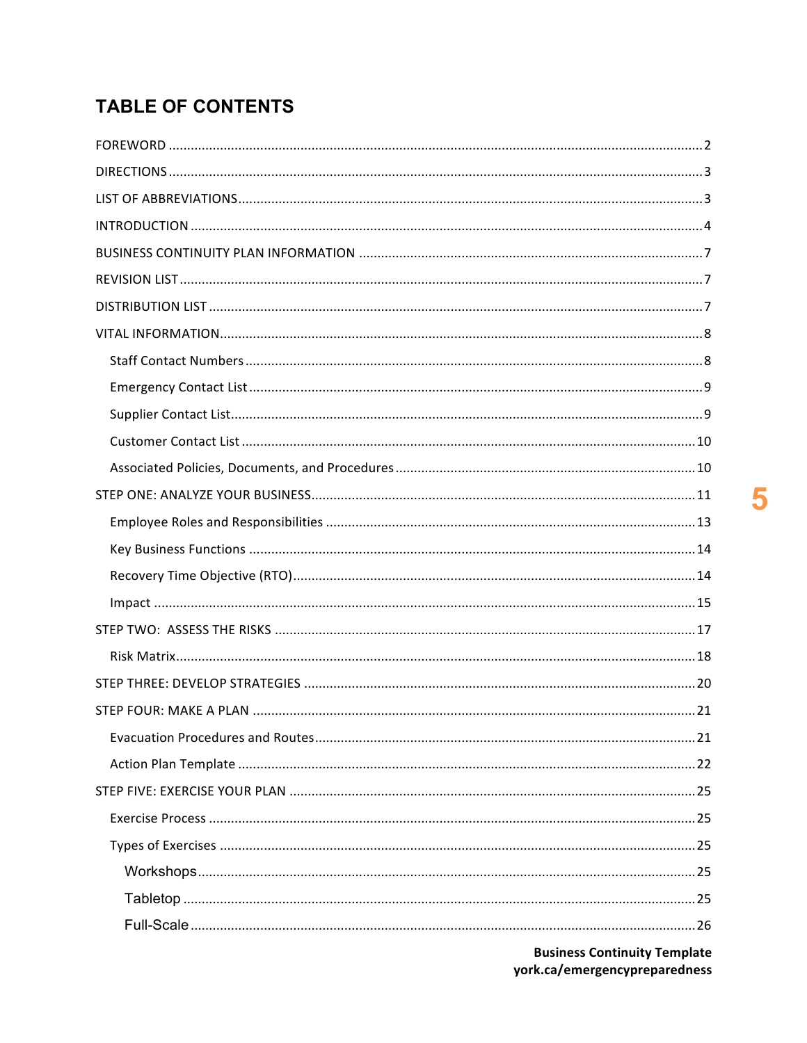# TABLE OF CONTENTS

- FOREWORD ..... 2
- DIRECTIONS ..... 3
- LIST OF ABBREVIATIONS ..... 3
- INTRODUCTION ..... 4
- BUSINESS CONTINUITY PLAN INFORMATION ..... 7
- REVISION LIST ..... 7
- DISTRIBUTION LIST ..... 7
- VITAL INFORMATION ..... 8
  - Staff Contact Numbers ..... 8
  - Emergency Contact List ..... 9
  - Supplier Contact List ..... 9
  - Customer Contact List ..... 10
  - Associated Policies, Documents, and Procedures ..... 10
- STEP ONE: ANALYZE YOUR BUSINESS ..... 11
  - Employee Roles and Responsibilities ..... 13
  - Key Business Functions ..... 14
  - Recovery Time Objective (RTO) ..... 14
  - Impact ..... 15
- STEP TWO: ASSESS THE RISKS ..... 17
  - Risk Matrix ..... 18
- STEP THREE: DEVELOP STRATEGIES ..... 20
- STEP FOUR: MAKE A PLAN ..... 21
  - Evacuation Procedures and Routes ..... 21
  - Action Plan Template ..... 22
- STEP FIVE: EXERCISE YOUR PLAN ..... 25
  - Exercise Process ..... 25
  - Types of Exercises ..... 25
    - Workshops ..... 25
    - Tabletop ..... 25
    - Full-Scale ..... 26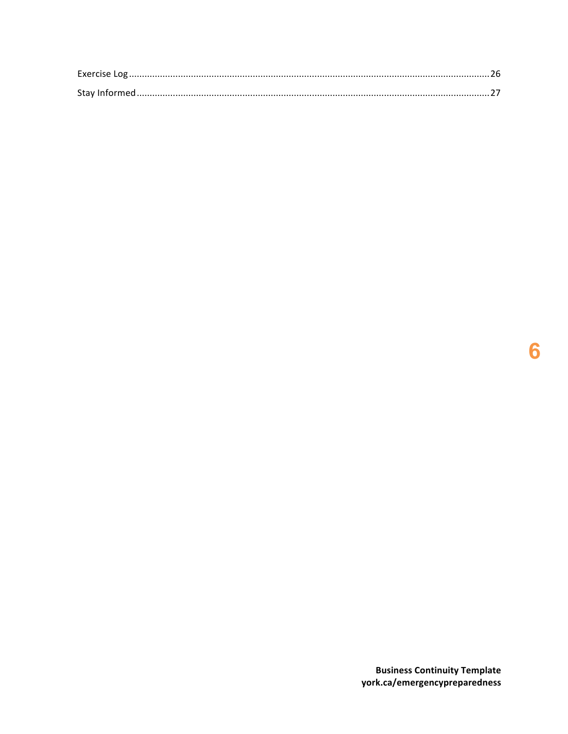Exercise Log........................................................................................................................................26

Stay Informed......................................................................................................................................27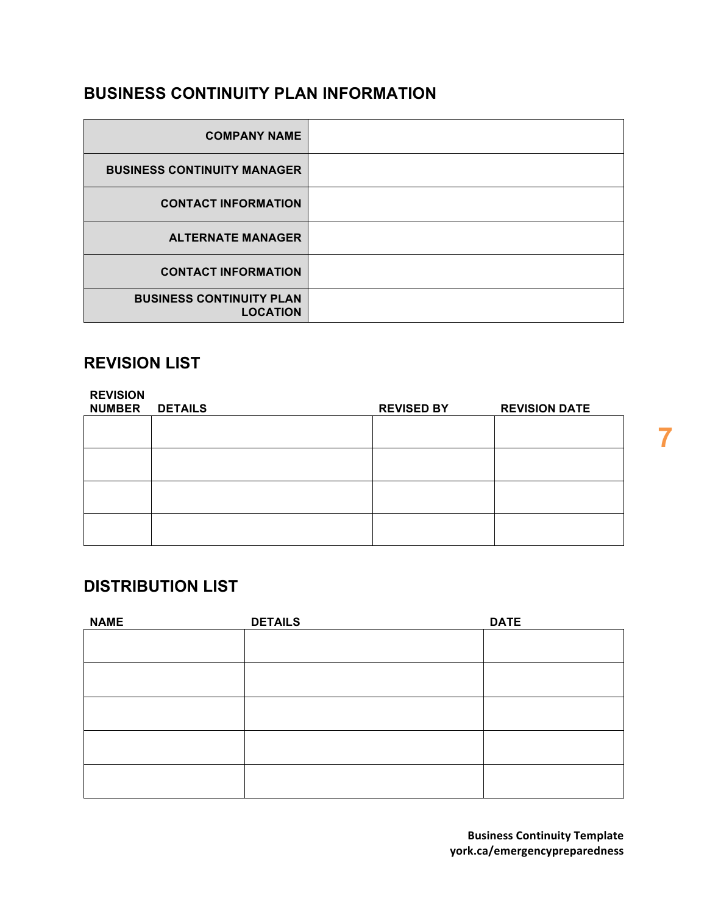## BUSINESS CONTINUITY PLAN INFORMATION

| | |
|---|---|
| **COMPANY NAME** | |
| **BUSINESS CONTINUITY MANAGER** | |
| **CONTACT INFORMATION** | |
| **ALTERNATE MANAGER** | |
| **CONTACT INFORMATION** | |
| **BUSINESS CONTINUITY PLAN LOCATION** | |

## REVISION LIST

| REVISION NUMBER | DETAILS | REVISED BY | REVISION DATE |
|---|---|---|---|
| | | | |
| | | | |
| | | | |
| | | | |

## DISTRIBUTION LIST

| NAME | DETAILS | DATE |
|---|---|---|
| | | |
| | | |
| | | |
| | | |
| | | |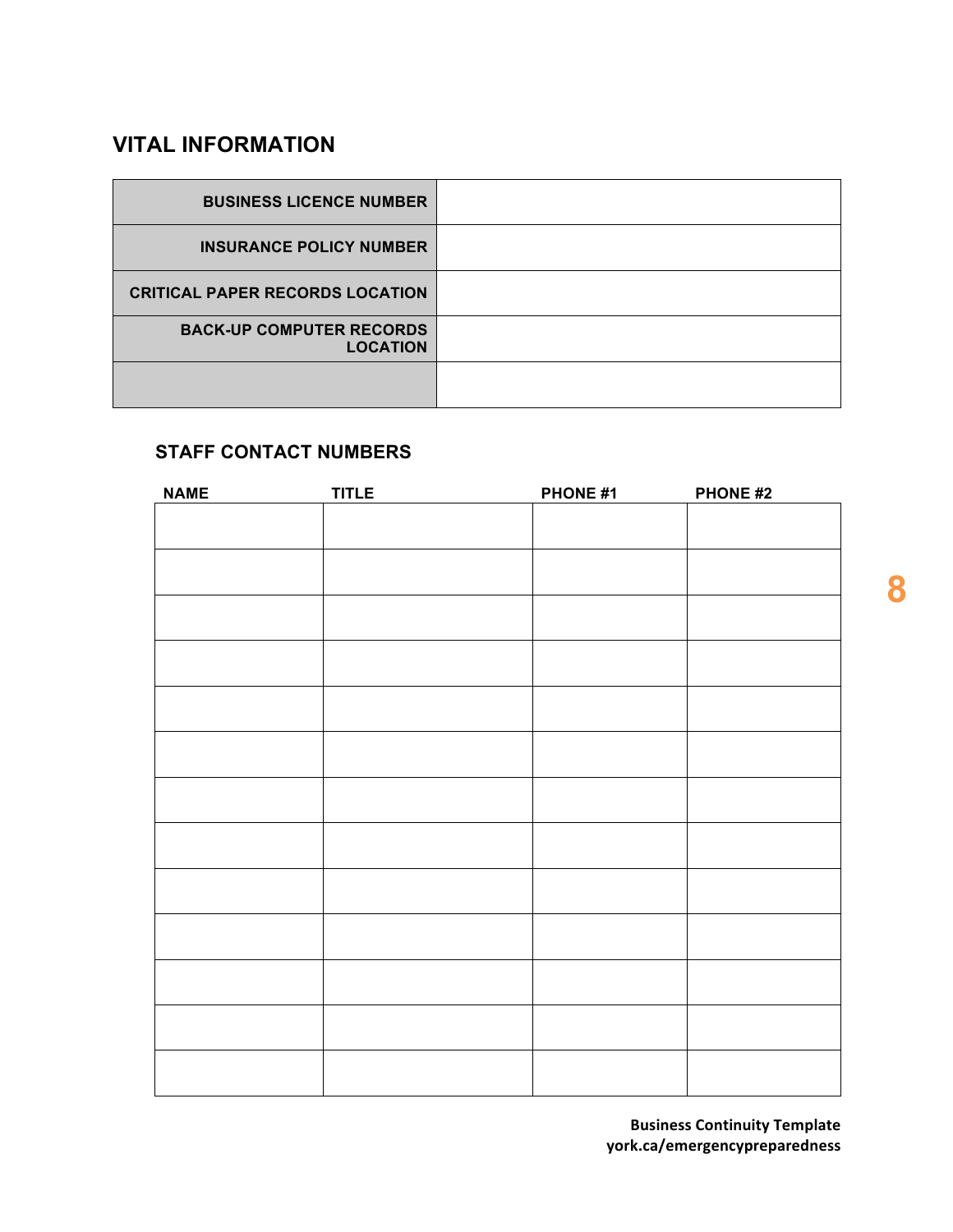## VITAL INFORMATION

| | |
|---|---|
| **BUSINESS LICENCE NUMBER** | |
| **INSURANCE POLICY NUMBER** | |
| **CRITICAL PAPER RECORDS LOCATION** | |
| **BACK-UP COMPUTER RECORDS LOCATION** | |
| | |

### STAFF CONTACT NUMBERS

| NAME | TITLE | PHONE #1 | PHONE #2 |
|---|---|---|---|
| | | | |
| | | | |
| | | | |
| | | | |
| | | | |
| | | | |
| | | | |
| | | | |
| | | | |
| | | | |
| | | | |
| | | | |
| | | | |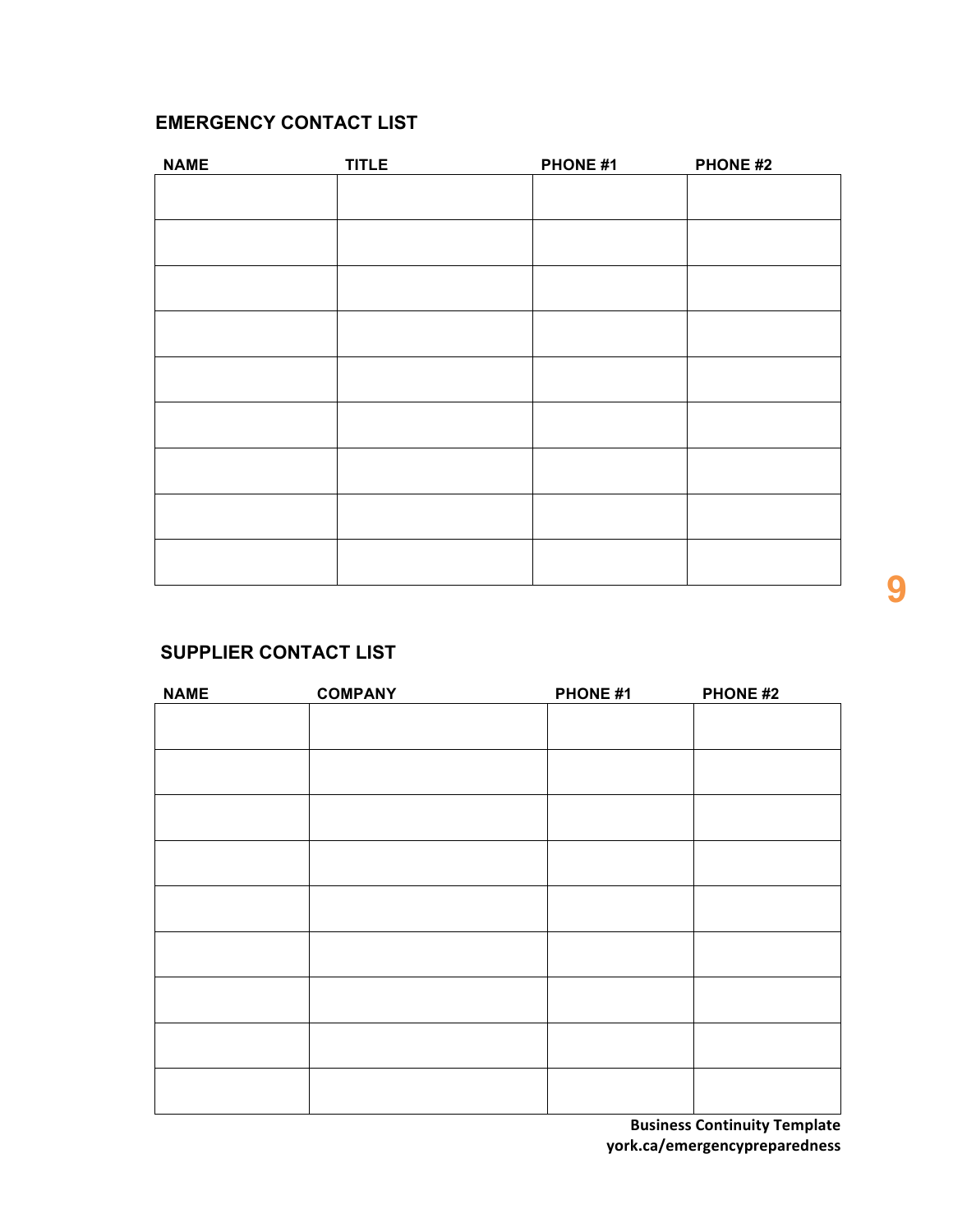## EMERGENCY CONTACT LIST

| NAME | TITLE | PHONE #1 | PHONE #2 |
|---|---|---|---|
| | | | |
| | | | |
| | | | |
| | | | |
| | | | |
| | | | |
| | | | |
| | | | |
| | | | |

## SUPPLIER CONTACT LIST

| NAME | COMPANY | PHONE #1 | PHONE #2 |
|---|---|---|---|
| | | | |
| | | | |
| | | | |
| | | | |
| | | | |
| | | | |
| | | | |
| | | | |
| | | | |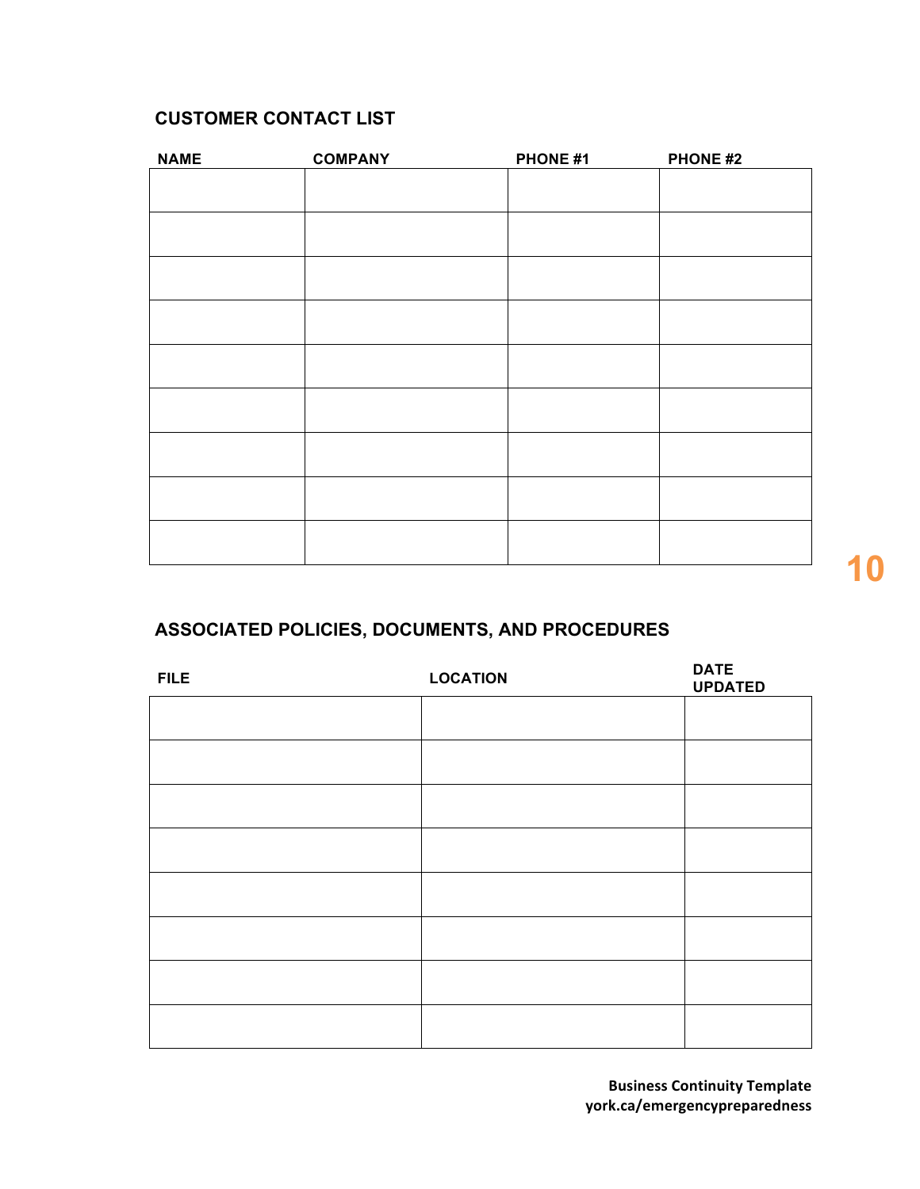## CUSTOMER CONTACT LIST

| NAME | COMPANY | PHONE #1 | PHONE #2 |
|---|---|---|---|
| | | | |
| | | | |
| | | | |
| | | | |
| | | | |
| | | | |
| | | | |
| | | | |
| | | | |

## ASSOCIATED POLICIES, DOCUMENTS, AND PROCEDURES

| FILE | LOCATION | DATE UPDATED |
|---|---|---|
| | | |
| | | |
| | | |
| | | |
| | | |
| | | |
| | | |
| | | |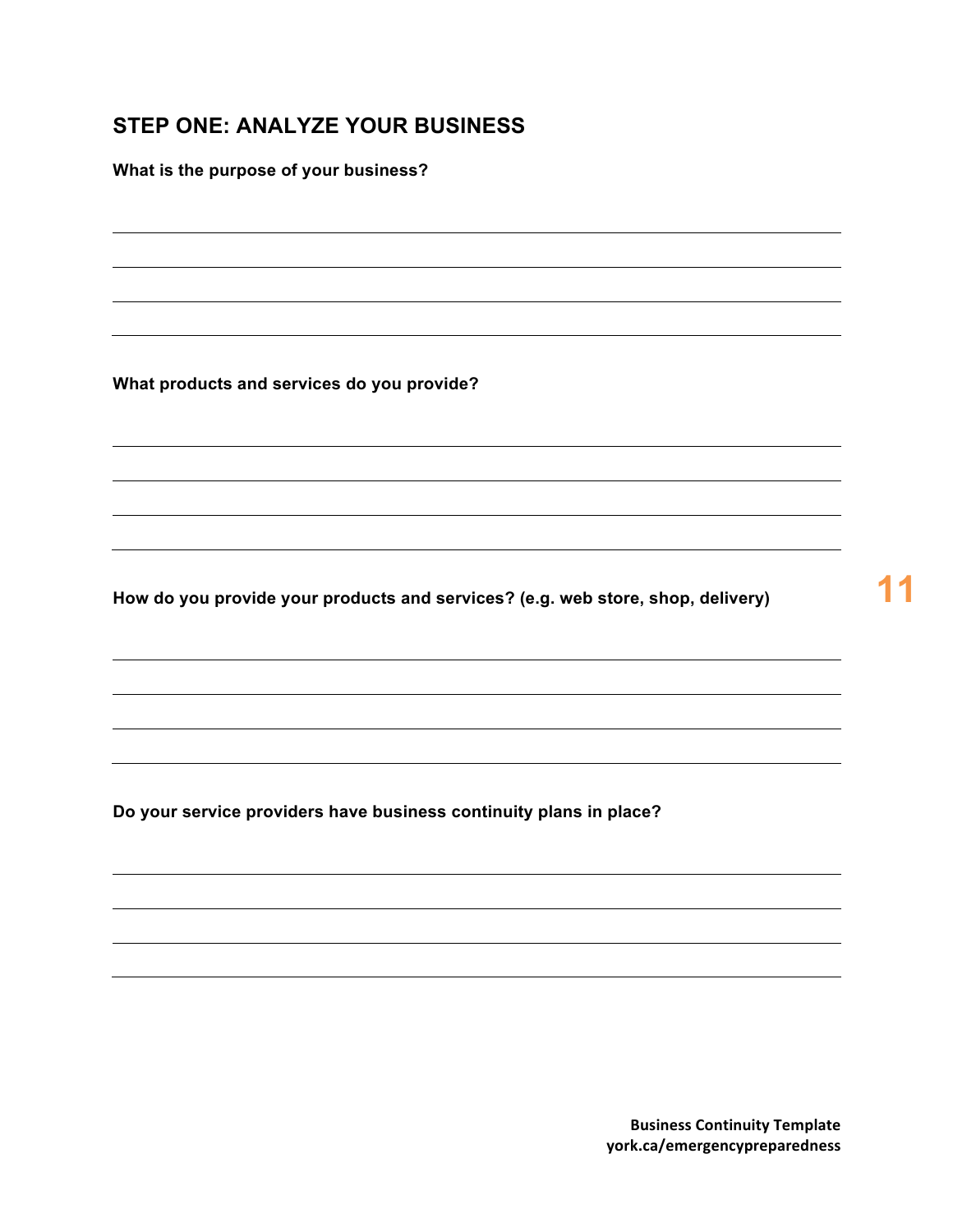## STEP ONE: ANALYZE YOUR BUSINESS

**What is the purpose of your business?**

**What products and services do you provide?**

**How do you provide your products and services? (e.g. web store, shop, delivery)**

**Do your service providers have business continuity plans in place?**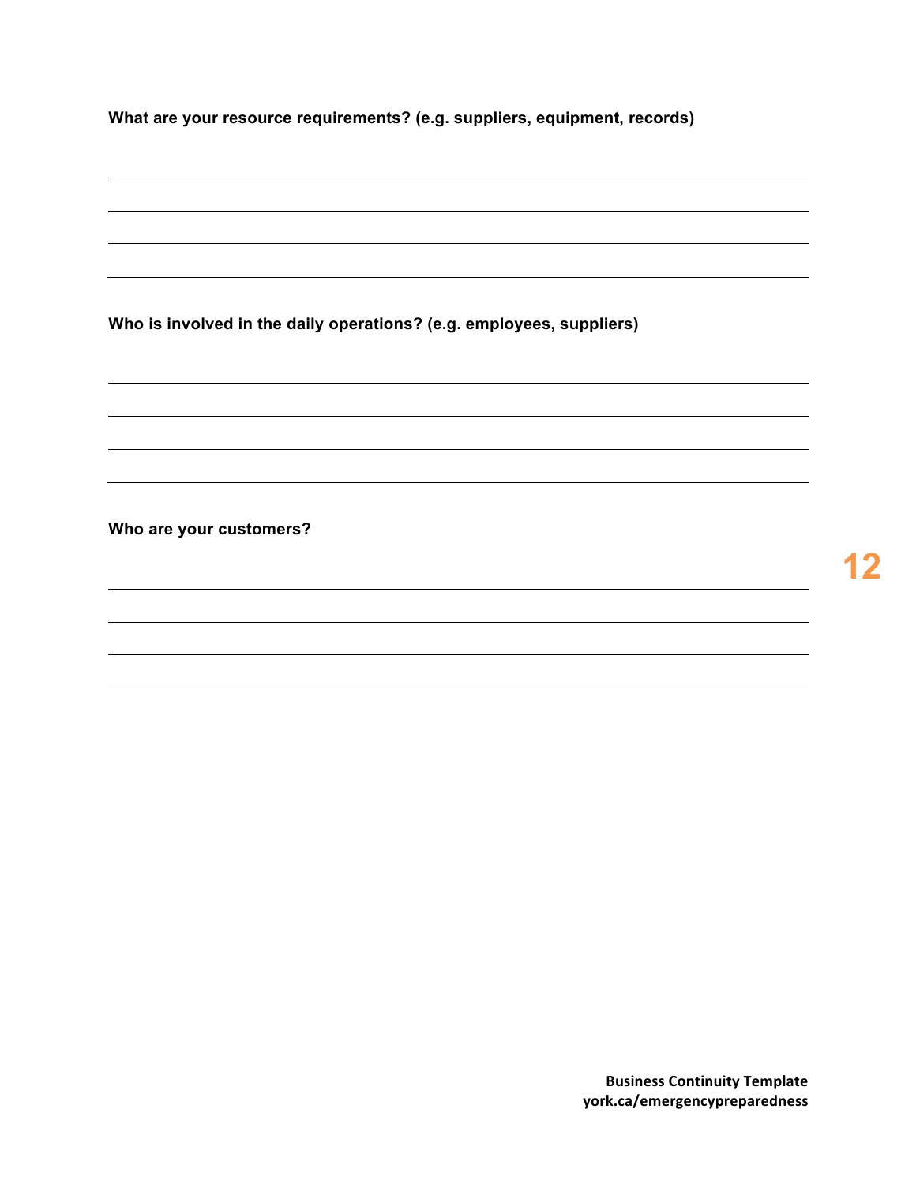**What are your resource requirements? (e.g. suppliers, equipment, records)**

---

---

---

---

**Who is involved in the daily operations? (e.g. employees, suppliers)**

---

---

---

---

**Who are your customers?**

---

---

---

---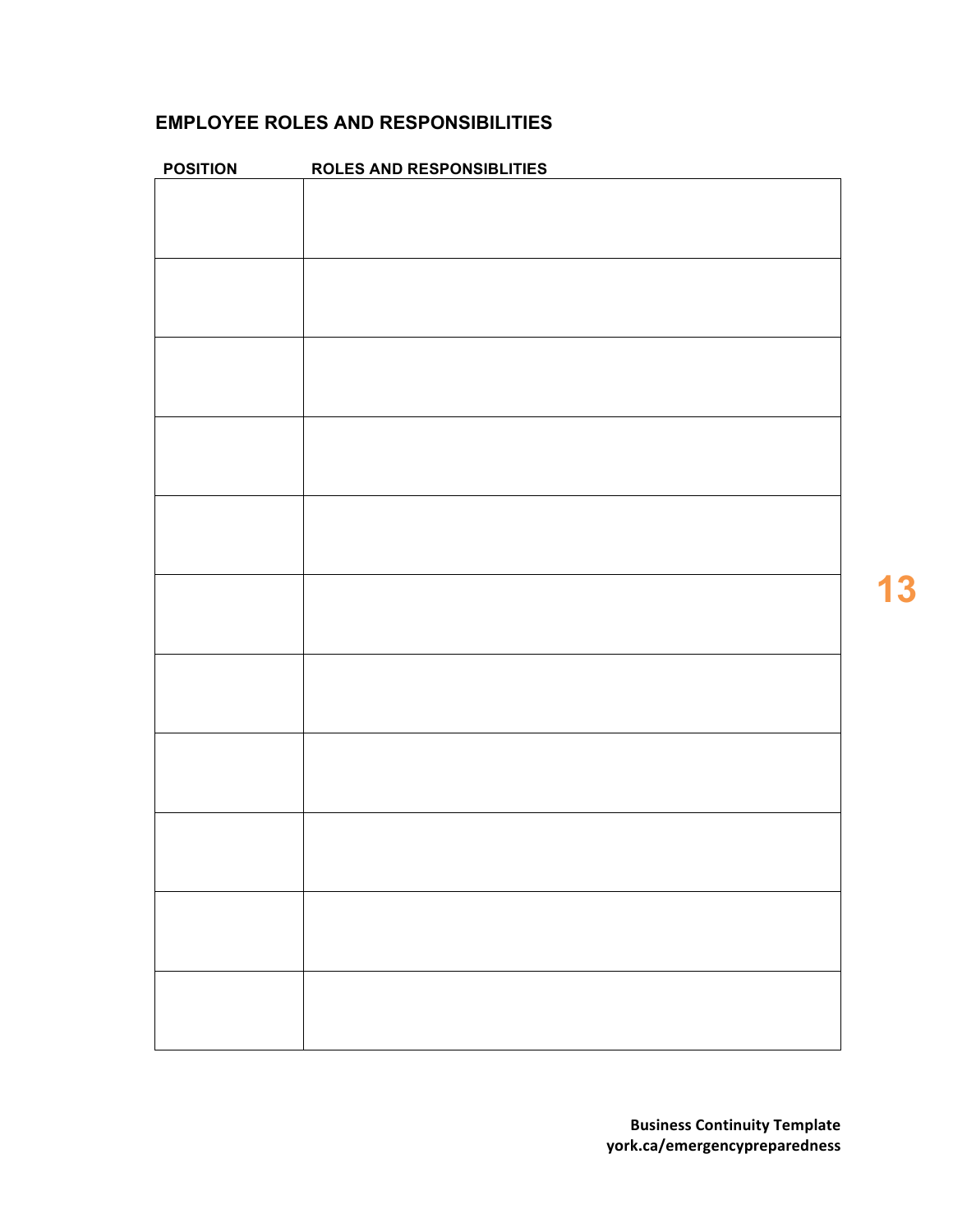## EMPLOYEE ROLES AND RESPONSIBILITIES

| POSITION | ROLES AND RESPONSIBLITIES |
|---|---|
| | |
| | |
| | |
| | |
| | |
| | |
| | |
| | |
| | |
| | |
| | |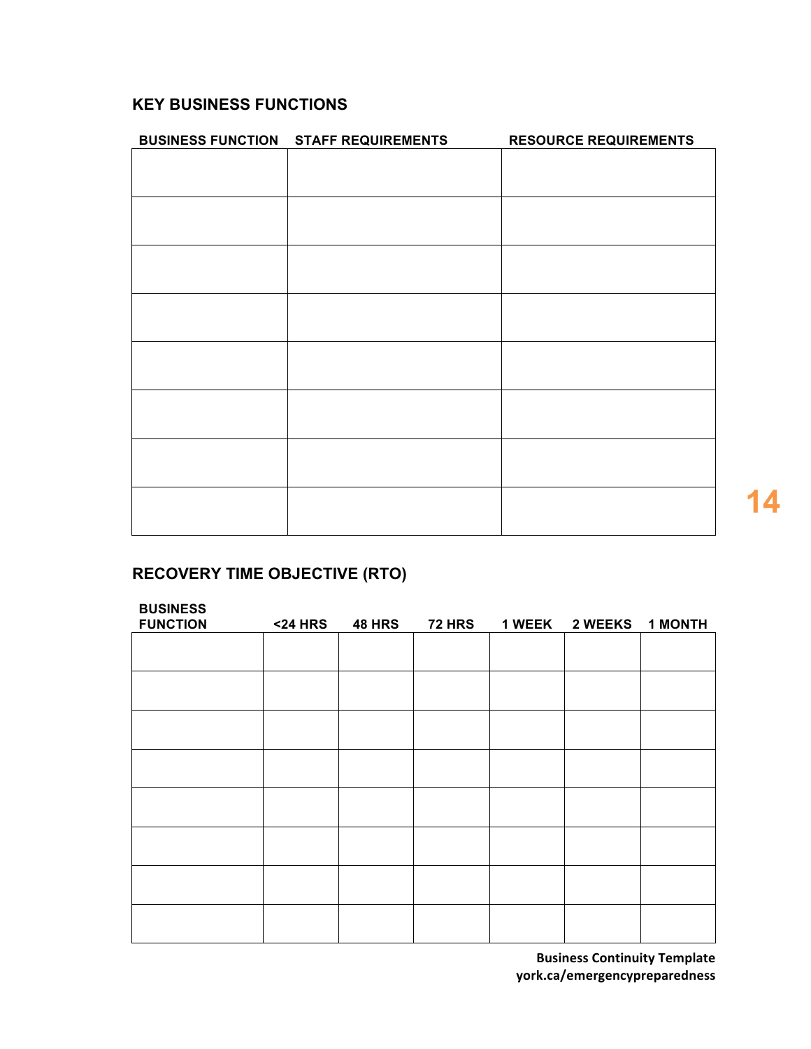## KEY BUSINESS FUNCTIONS

| BUSINESS FUNCTION | STAFF REQUIREMENTS | RESOURCE REQUIREMENTS |
|---|---|---|
| | | |
| | | |
| | | |
| | | |
| | | |
| | | |
| | | |
| | | |

## RECOVERY TIME OBJECTIVE (RTO)

| BUSINESS FUNCTION | <24 HRS | 48 HRS | 72 HRS | 1 WEEK | 2 WEEKS | 1 MONTH |
|---|---|---|---|---|---|---|
| | | | | | | |
| | | | | | | |
| | | | | | | |
| | | | | | | |
| | | | | | | |
| | | | | | | |
| | | | | | | |
| | | | | | | |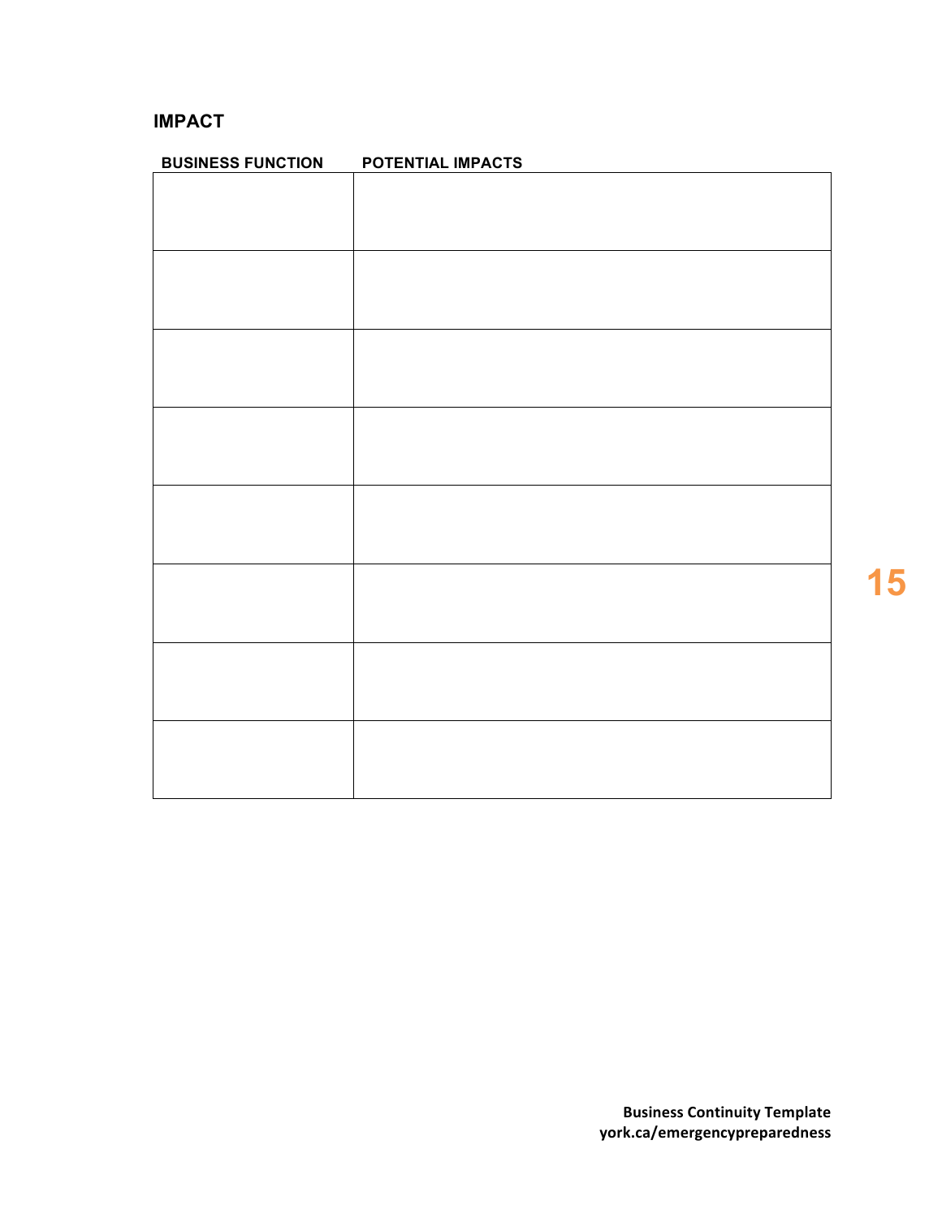## IMPACT

| BUSINESS FUNCTION | POTENTIAL IMPACTS |
|---|---|
| | |
| | |
| | |
| | |
| | |
| | |
| | |
| | |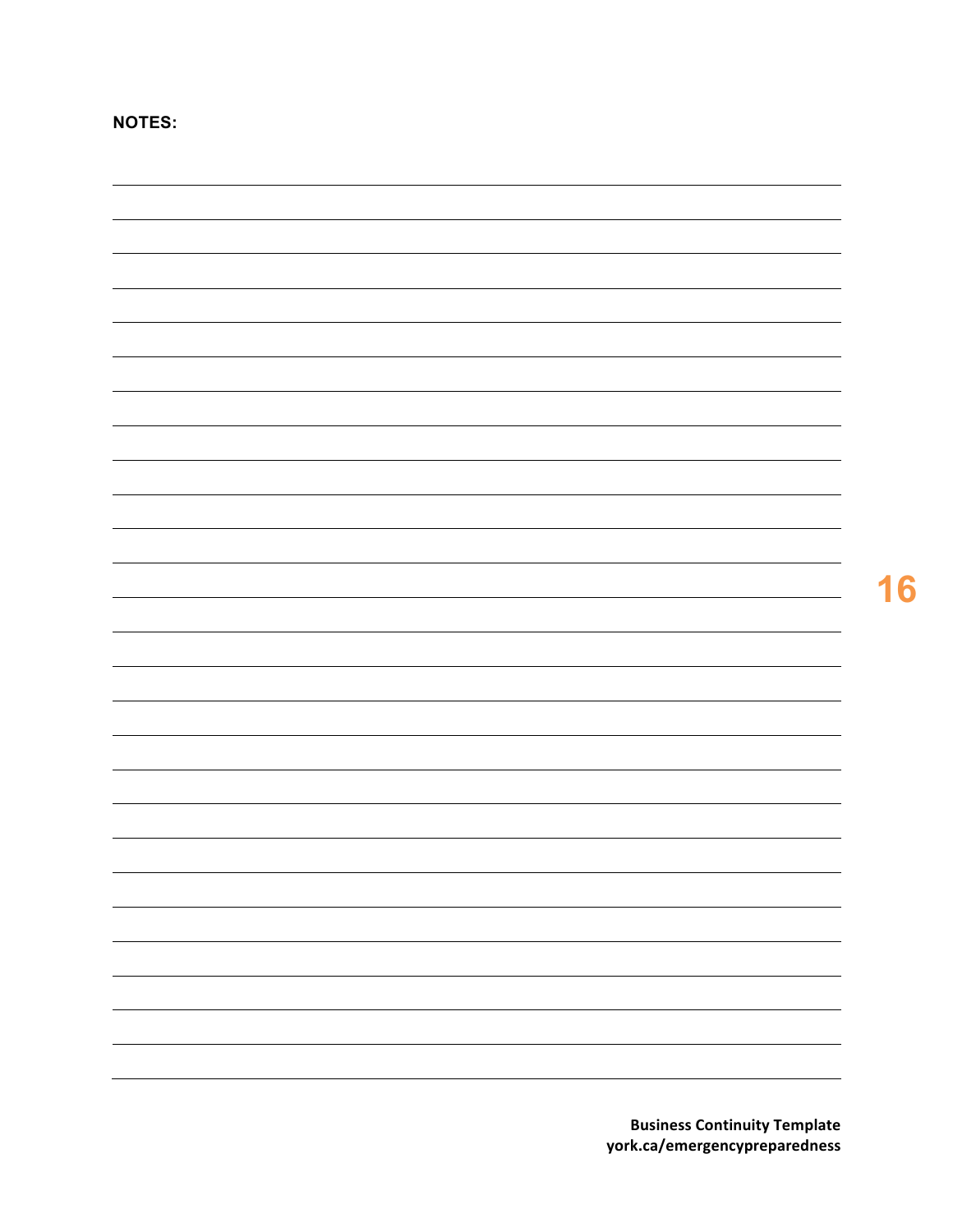**NOTES:**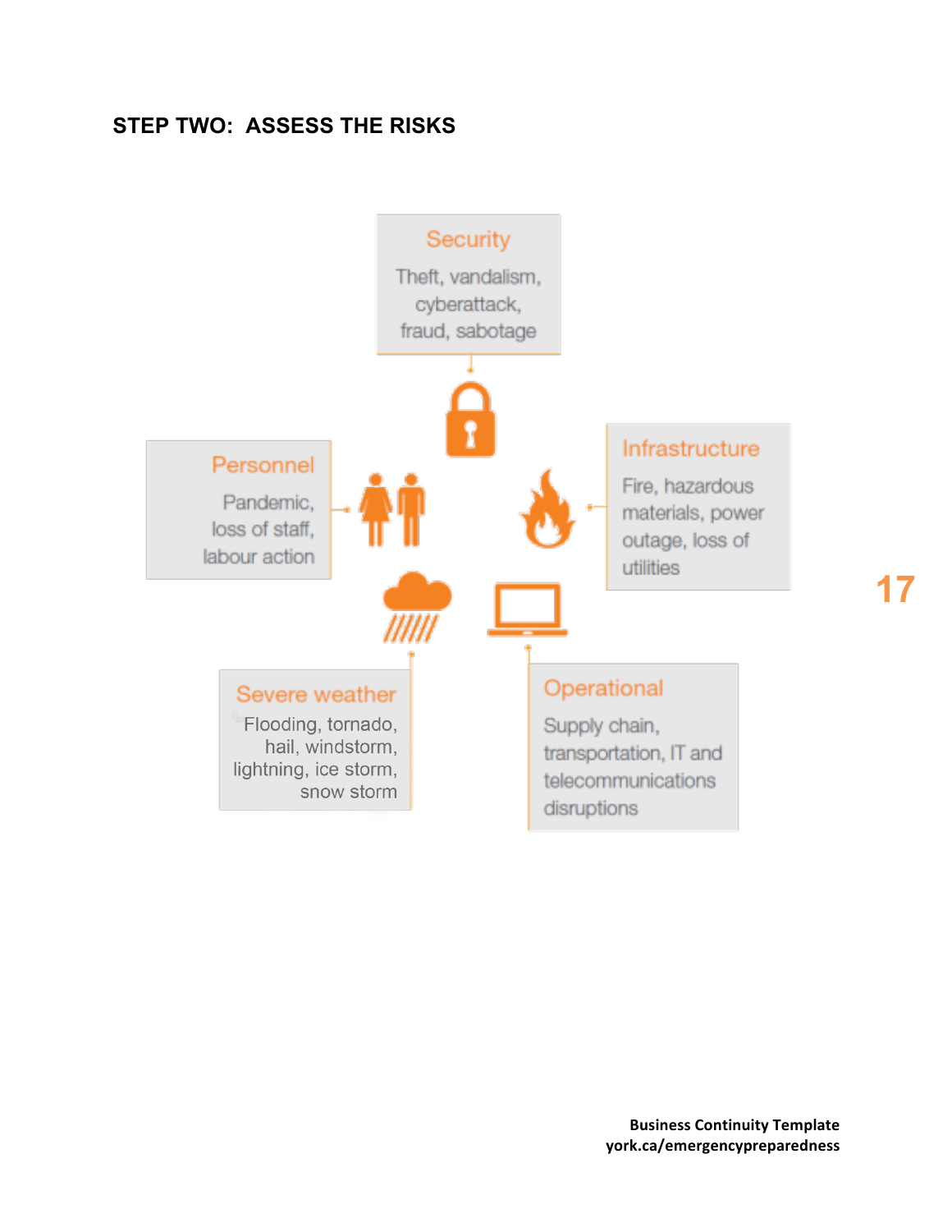## STEP TWO: ASSESS THE RISKS

**Security**

Theft, vandalism, cyberattack, fraud, sabotage

**Personnel**

Pandemic, loss of staff, labour action

**Infrastructure**

Fire, hazardous materials, power outage, loss of utilities

**Severe weather**

Flooding, tornado, hail, windstorm, lightning, ice storm, snow storm

**Operational**

Supply chain, transportation, IT and telecommunications disruptions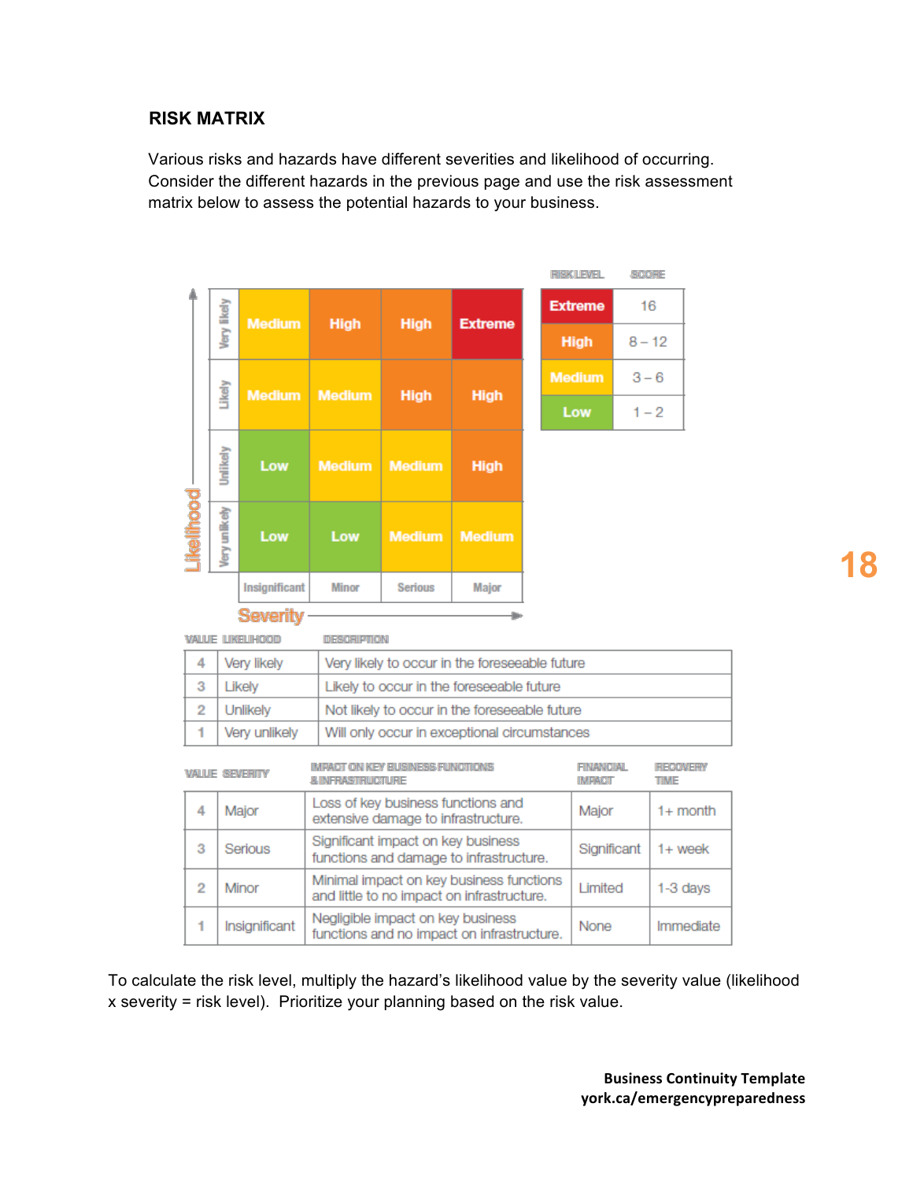## RISK MATRIX

Various risks and hazards have different severities and likelihood of occurring. Consider the different hazards in the previous page and use the risk assessment matrix below to assess the potential hazards to your business.

| Likelihood \ Severity | Insignificant | Minor | Serious | Major |
|---|---|---|---|---|
| Very likely | Medium | High | High | Extreme |
| Likely | Medium | Medium | High | High |
| Unlikely | Low | Medium | Medium | High |
| Very unlikely | Low | Low | Medium | Medium |

| RISK LEVEL | SCORE |
|---|---|
| Extreme | 16 |
| High | 8 – 12 |
| Medium | 3 – 6 |
| Low | 1 – 2 |

| VALUE | LIKELIHOOD | DESCRIPTION |
|---|---|---|
| 4 | Very likely | Very likely to occur in the foreseeable future |
| 3 | Likely | Likely to occur in the foreseeable future |
| 2 | Unlikely | Not likely to occur in the foreseeable future |
| 1 | Very unlikely | Will only occur in exceptional circumstances |

| VALUE | SEVERITY | IMPACT ON KEY BUSINESS FUNCTIONS & INFRASTRUCTURE | FINANCIAL IMPACT | RECOVERY TIME |
|---|---|---|---|---|
| 4 | Major | Loss of key business functions and extensive damage to infrastructure. | Major | 1+ month |
| 3 | Serious | Significant impact on key business functions and damage to infrastructure. | Significant | 1+ week |
| 2 | Minor | Minimal impact on key business functions and little to no impact on infrastructure. | Limited | 1-3 days |
| 1 | Insignificant | Negligible impact on key business functions and no impact on infrastructure. | None | Immediate |

To calculate the risk level, multiply the hazard's likelihood value by the severity value (likelihood x severity = risk level). Prioritize your planning based on the risk value.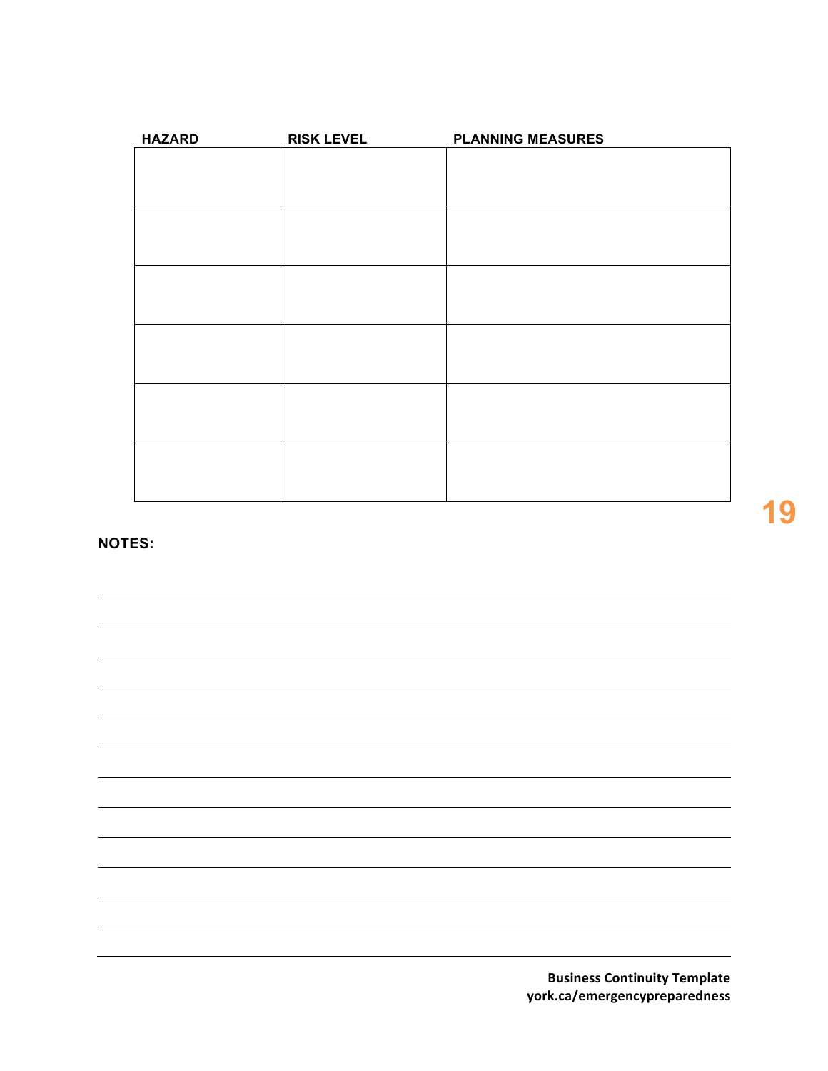| HAZARD | RISK LEVEL | PLANNING MEASURES |
|---|---|---|
| | | |
| | | |
| | | |
| | | |
| | | |
| | | |

**NOTES:**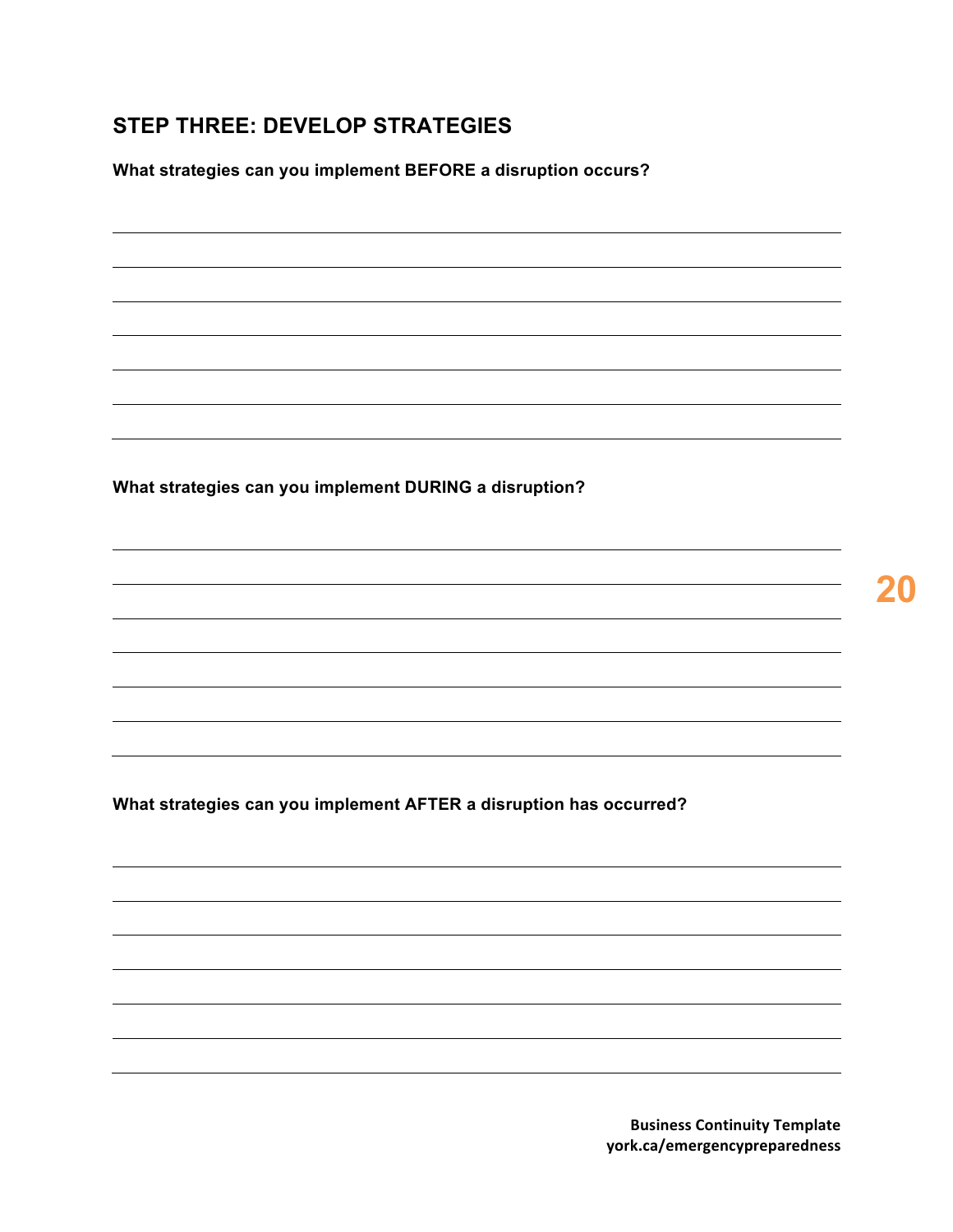## STEP THREE: DEVELOP STRATEGIES

**What strategies can you implement BEFORE a disruption occurs?**

**What strategies can you implement DURING a disruption?**

**What strategies can you implement AFTER a disruption has occurred?**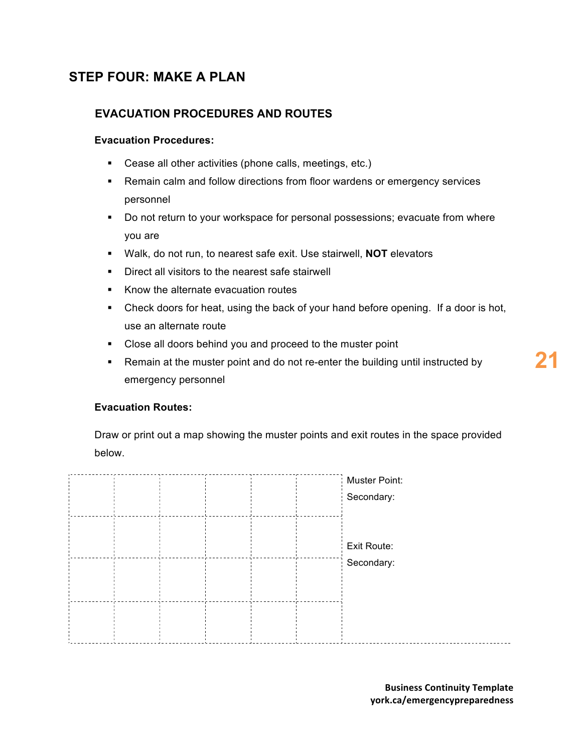# STEP FOUR: MAKE A PLAN

## EVACUATION PROCEDURES AND ROUTES

**Evacuation Procedures:**

- Cease all other activities (phone calls, meetings, etc.)
- Remain calm and follow directions from floor wardens or emergency services personnel
- Do not return to your workspace for personal possessions; evacuate from where you are
- Walk, do not run, to nearest safe exit. Use stairwell, **NOT** elevators
- Direct all visitors to the nearest safe stairwell
- Know the alternate evacuation routes
- Check doors for heat, using the back of your hand before opening. If a door is hot, use an alternate route
- Close all doors behind you and proceed to the muster point
- Remain at the muster point and do not re-enter the building until instructed by emergency personnel

**Evacuation Routes:**

Draw or print out a map showing the muster points and exit routes in the space provided below.

| | | | | | | |
|---|---|---|---|---|---|---|
| | | | | | | Muster Point:<br>Secondary: |
| | | | | | | Exit Route:<br>Secondary: |
| | | | | | | |
| | | | | | | |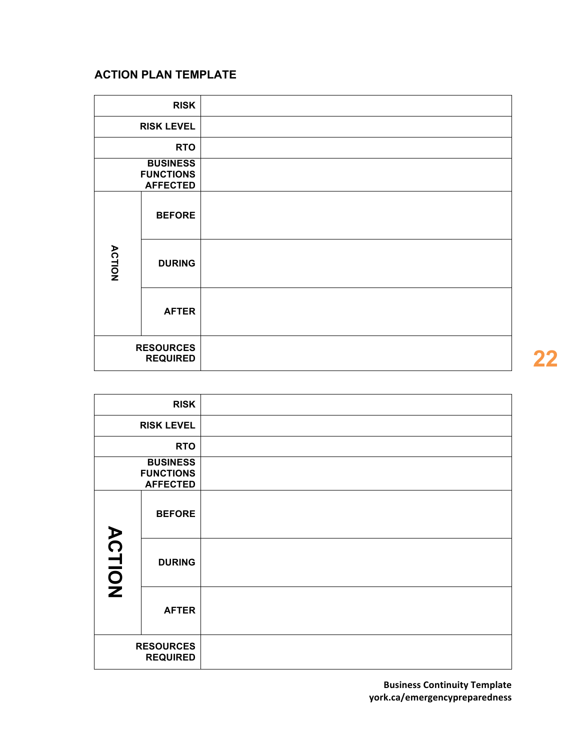## ACTION PLAN TEMPLATE

| | | |
|---|---|---|
| **RISK** | | |
| **RISK LEVEL** | | |
| **RTO** | | |
| **BUSINESS FUNCTIONS AFFECTED** | | |
| **ACTION** | **BEFORE** | |
| | **DURING** | |
| | **AFTER** | |
| **RESOURCES REQUIRED** | | |

| | | |
|---|---|---|
| **RISK** | | |
| **RISK LEVEL** | | |
| **RTO** | | |
| **BUSINESS FUNCTIONS AFFECTED** | | |
| **ACTION** | **BEFORE** | |
| | **DURING** | |
| | **AFTER** | |
| **RESOURCES REQUIRED** | | |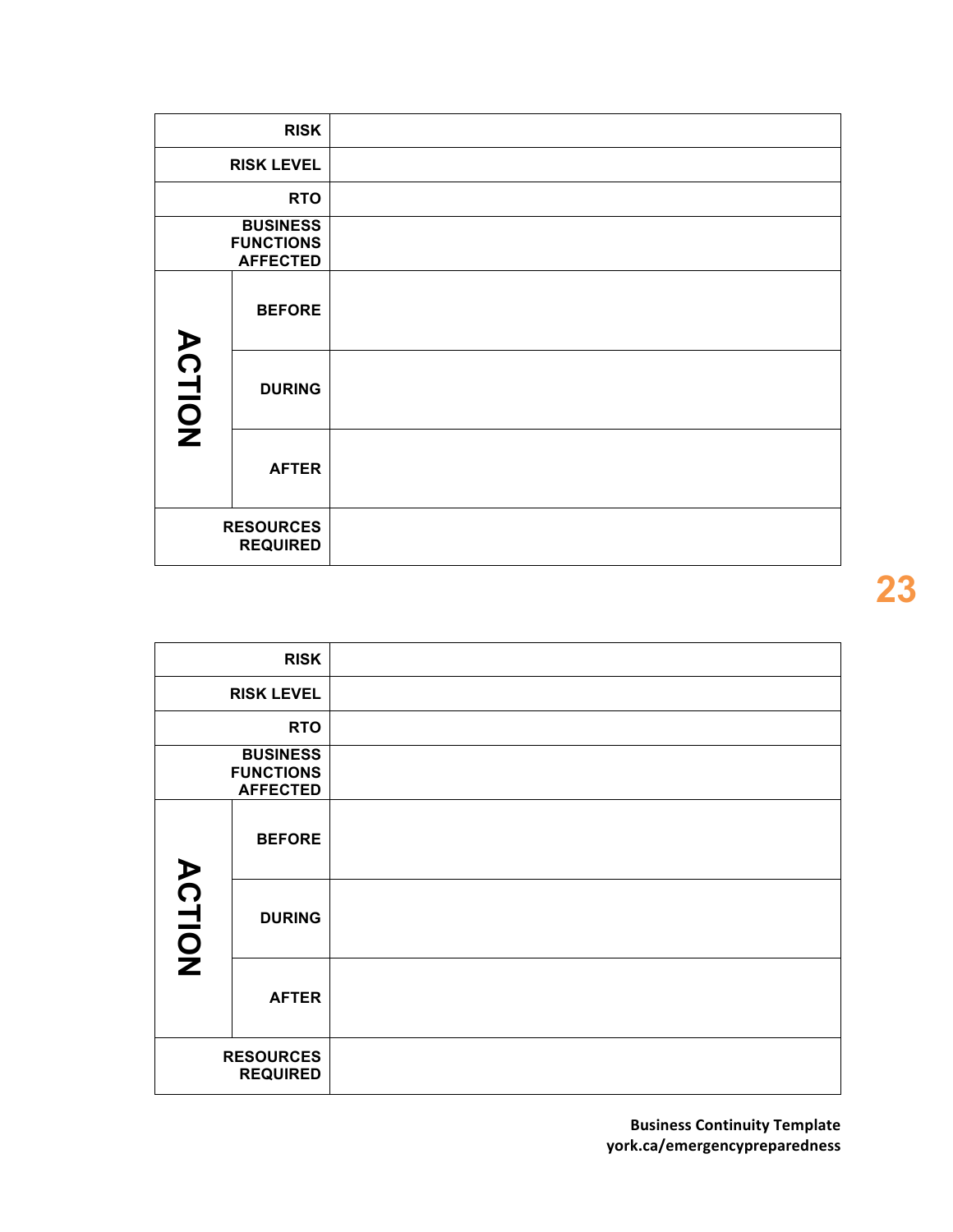| | | |
|---|---|---|
| RISK | | |
| RISK LEVEL | | |
| RTO | | |
| BUSINESS FUNCTIONS AFFECTED | | |
| ACTION | BEFORE | |
| | DURING | |
| | AFTER | |
| RESOURCES REQUIRED | | |

| | | |
|---|---|---|
| RISK | | |
| RISK LEVEL | | |
| RTO | | |
| BUSINESS FUNCTIONS AFFECTED | | |
| ACTION | BEFORE | |
| | DURING | |
| | AFTER | |
| RESOURCES REQUIRED | | |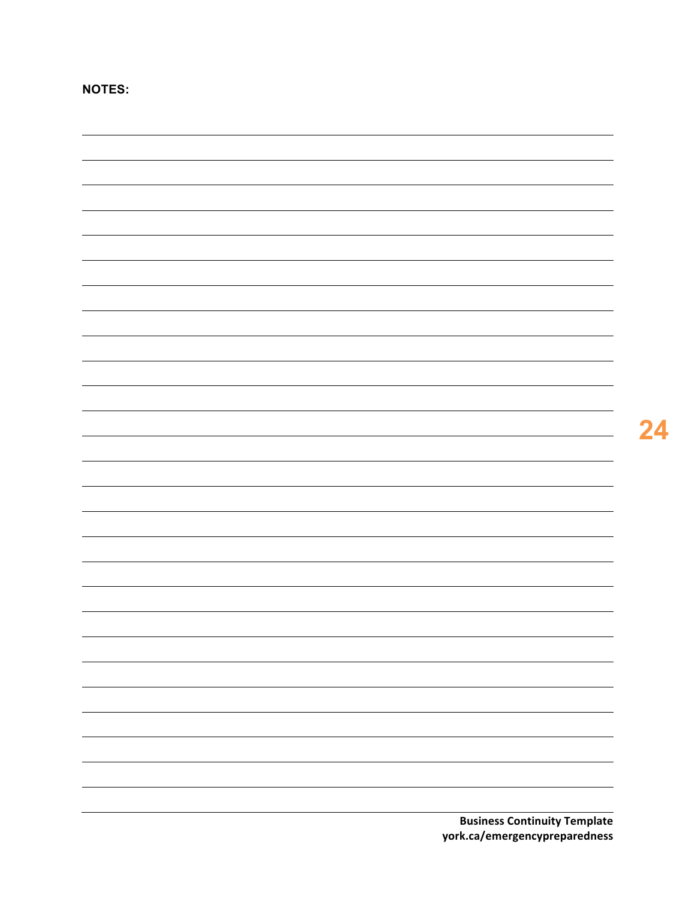**NOTES:**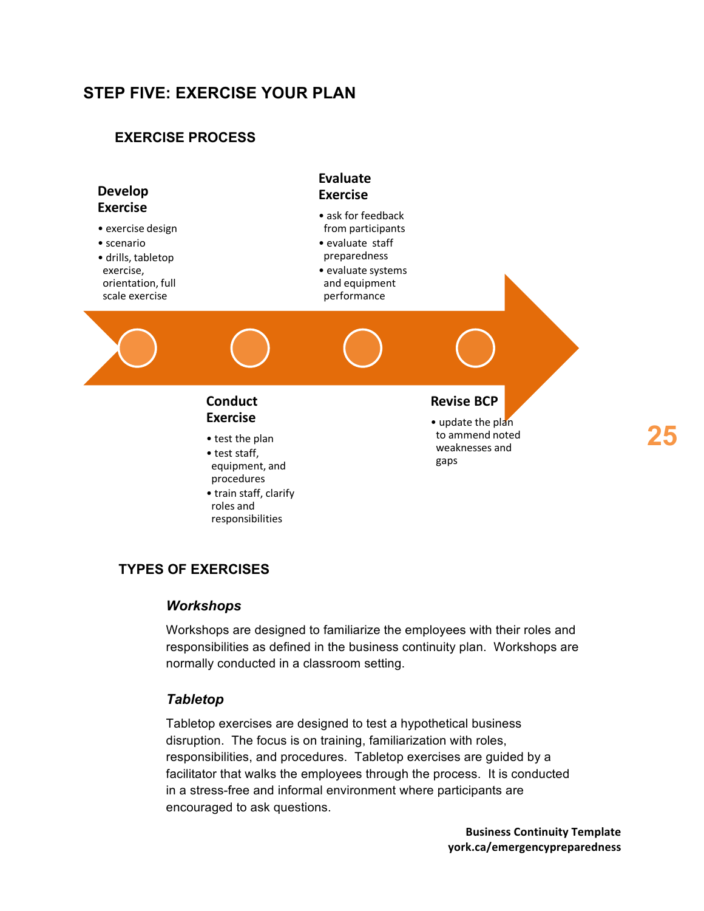## STEP FIVE: EXERCISE YOUR PLAN

### EXERCISE PROCESS

**Develop Exercise**

- exercise design
- scenario
- drills, tabletop exercise, orientation, full scale exercise

**Conduct Exercise**

- test the plan
- test staff, equipment, and procedures
- train staff, clarify roles and responsibilities

**Evaluate Exercise**

- ask for feedback from participants
- evaluate staff preparedness
- evaluate systems and equipment performance

**Revise BCP**

- update the plan to ammend noted weaknesses and gaps

### TYPES OF EXERCISES

#### *Workshops*

Workshops are designed to familiarize the employees with their roles and responsibilities as defined in the business continuity plan. Workshops are normally conducted in a classroom setting.

#### *Tabletop*

Tabletop exercises are designed to test a hypothetical business disruption. The focus is on training, familiarization with roles, responsibilities, and procedures. Tabletop exercises are guided by a facilitator that walks the employees through the process. It is conducted in a stress-free and informal environment where participants are encouraged to ask questions.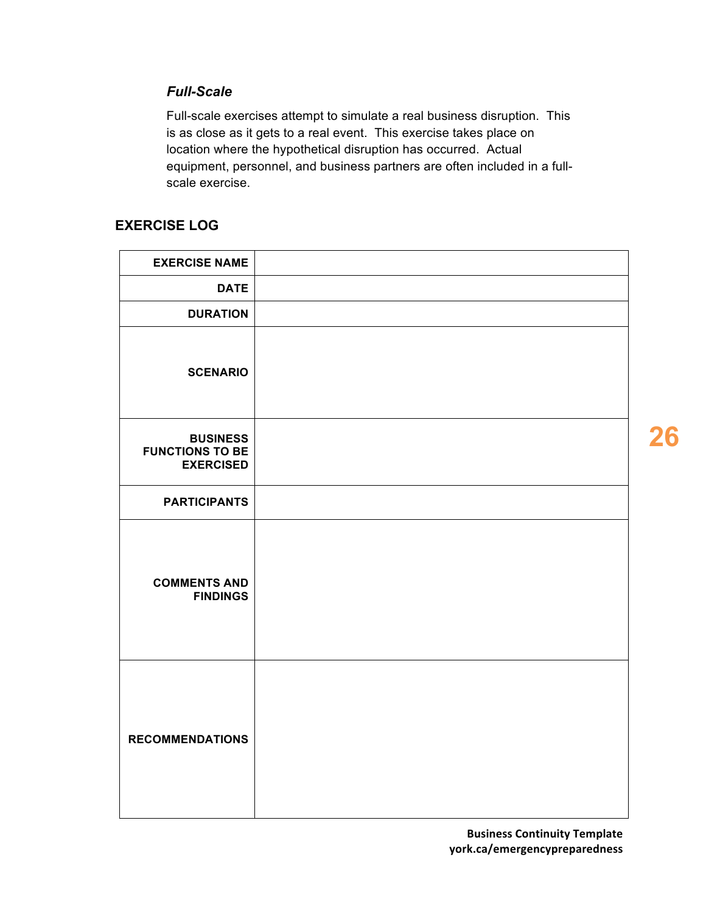### *Full-Scale*

Full-scale exercises attempt to simulate a real business disruption. This is as close as it gets to a real event. This exercise takes place on location where the hypothetical disruption has occurred. Actual equipment, personnel, and business partners are often included in a full-scale exercise.

## EXERCISE LOG

| | |
|---:|---|
| **EXERCISE NAME** | |
| **DATE** | |
| **DURATION** | |
| **SCENARIO** | |
| **BUSINESS FUNCTIONS TO BE EXERCISED** | |
| **PARTICIPANTS** | |
| **COMMENTS AND FINDINGS** | |
| **RECOMMENDATIONS** | |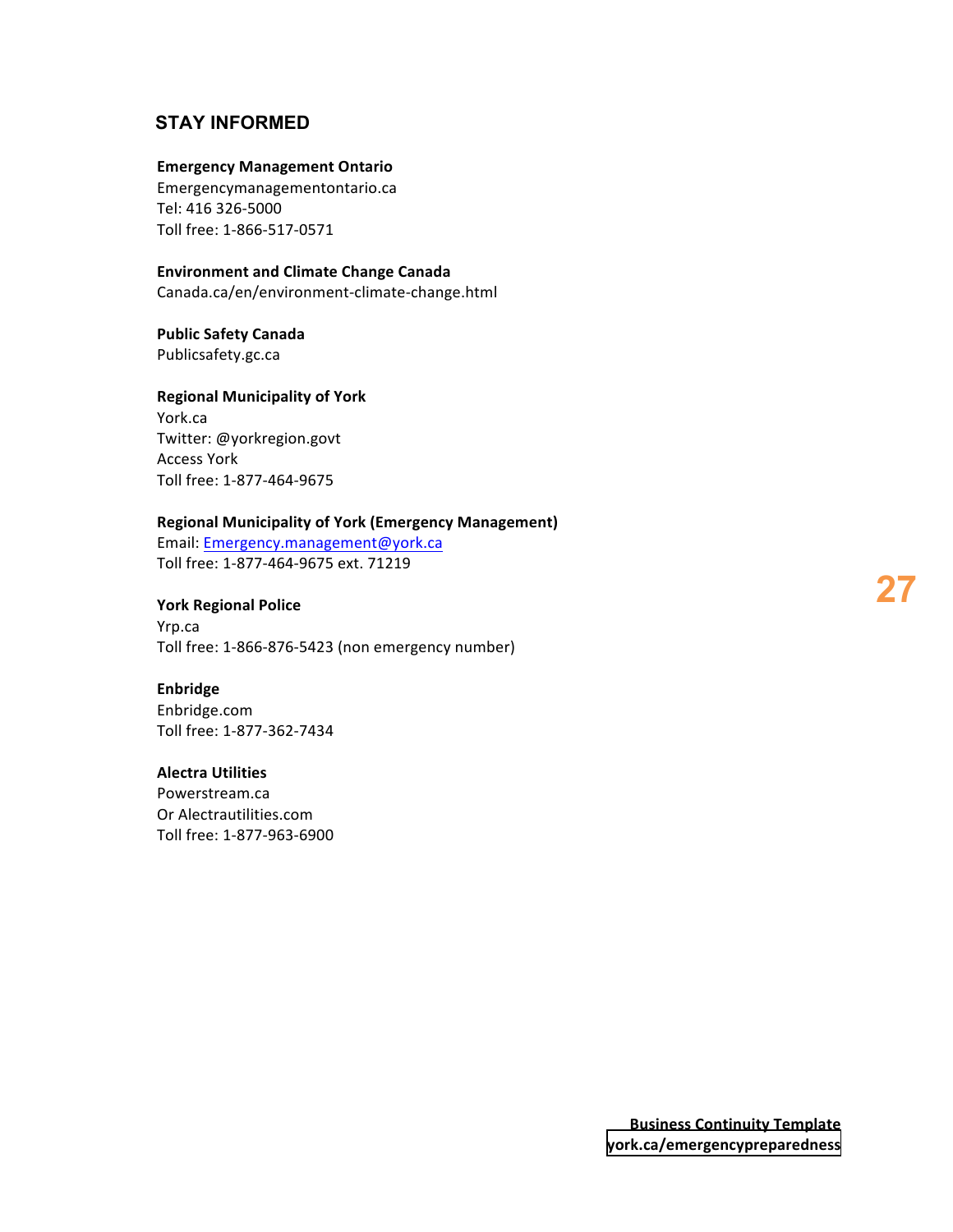## STAY INFORMED

**Emergency Management Ontario**
Emergencymanagementontario.ca
Tel: 416 326-5000
Toll free: 1-866-517-0571

**Environment and Climate Change Canada**
Canada.ca/en/environment-climate-change.html

**Public Safety Canada**
Publicsafety.gc.ca

**Regional Municipality of York**
York.ca
Twitter: @yorkregion.govt
Access York
Toll free: 1-877-464-9675

**Regional Municipality of York (Emergency Management)**
Email: Emergency.management@york.ca
Toll free: 1-877-464-9675 ext. 71219

**York Regional Police**
Yrp.ca
Toll free: 1-866-876-5423 (non emergency number)

**Enbridge**
Enbridge.com
Toll free: 1-877-362-7434

**Alectra Utilities**
Powerstream.ca
Or Alectrautilities.com
Toll free: 1-877-963-6900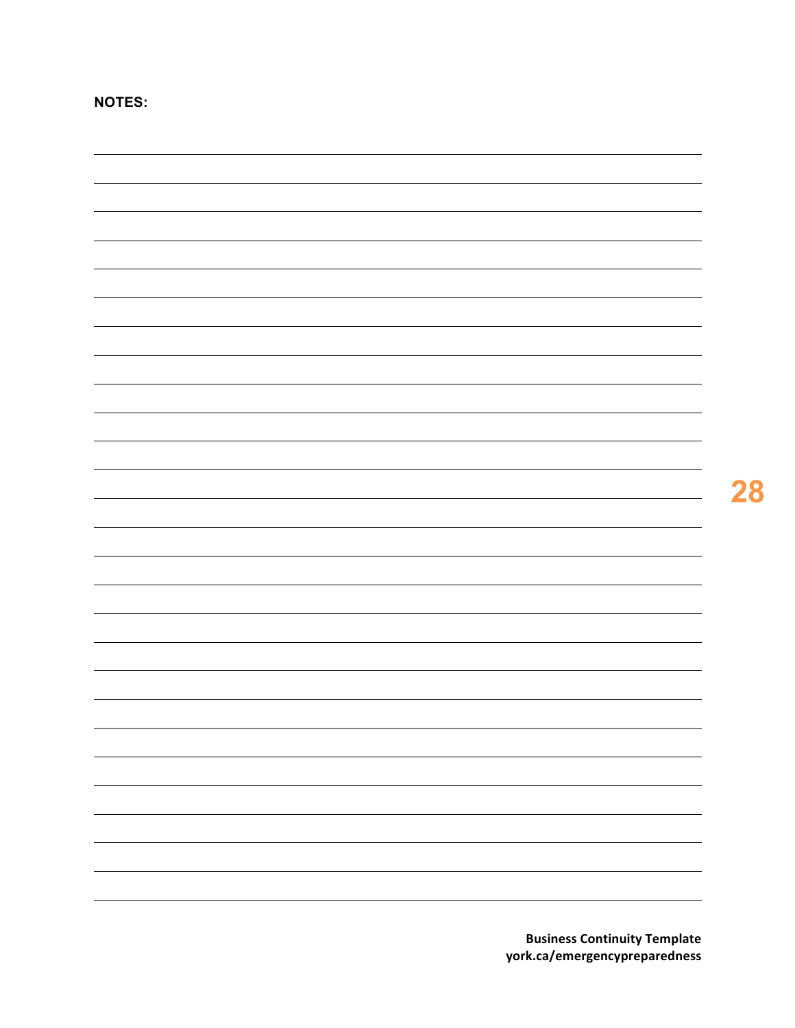**NOTES:**